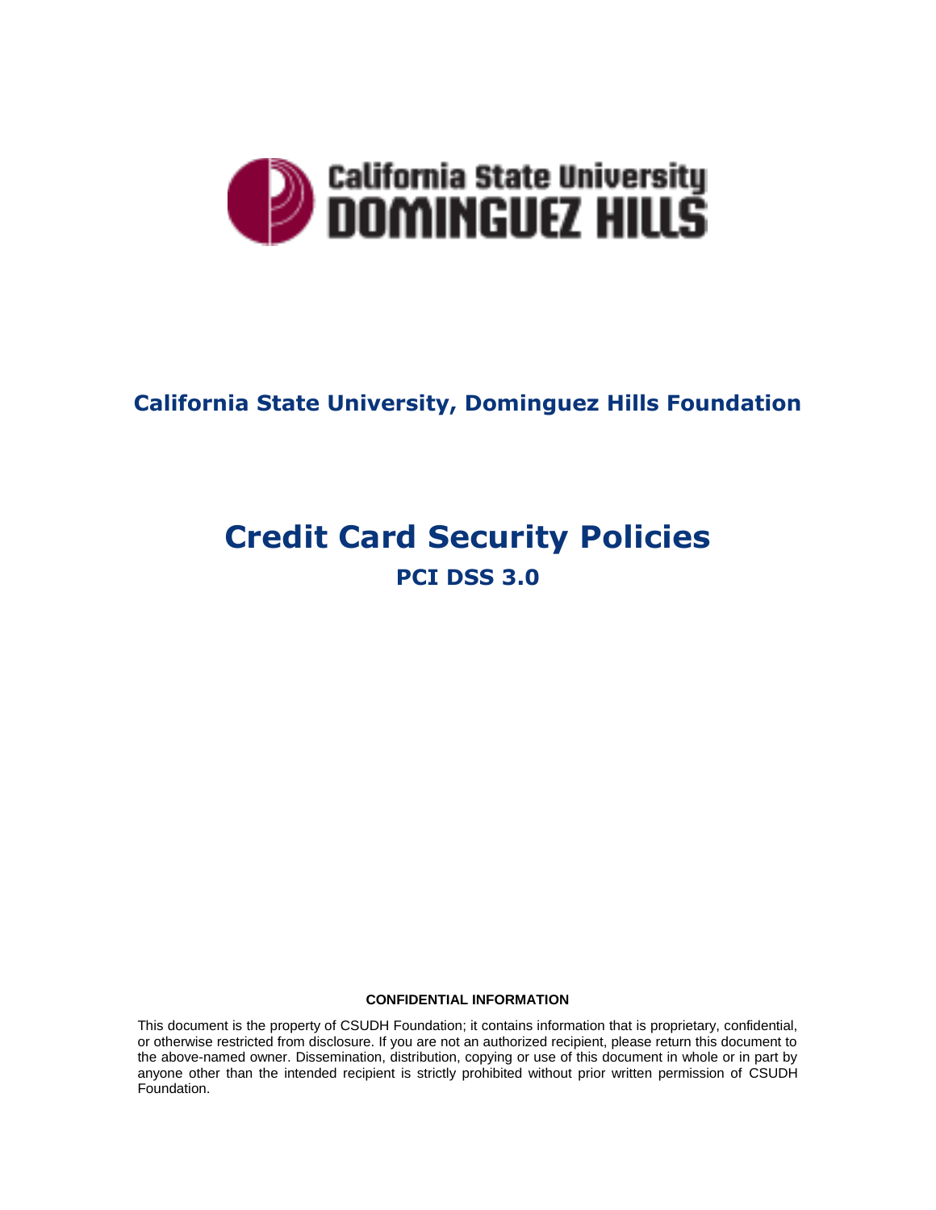California State University
DOMINGUEZ HILLS

## California State University, Dominguez Hills Foundation

# Credit Card Security Policies

## PCI DSS 3.0

**CONFIDENTIAL INFORMATION**

This document is the property of CSUDH Foundation; it contains information that is proprietary, confidential, or otherwise restricted from disclosure. If you are not an authorized recipient, please return this document to the above-named owner. Dissemination, distribution, copying or use of this document in whole or in part by anyone other than the intended recipient is strictly prohibited without prior written permission of CSUDH Foundation.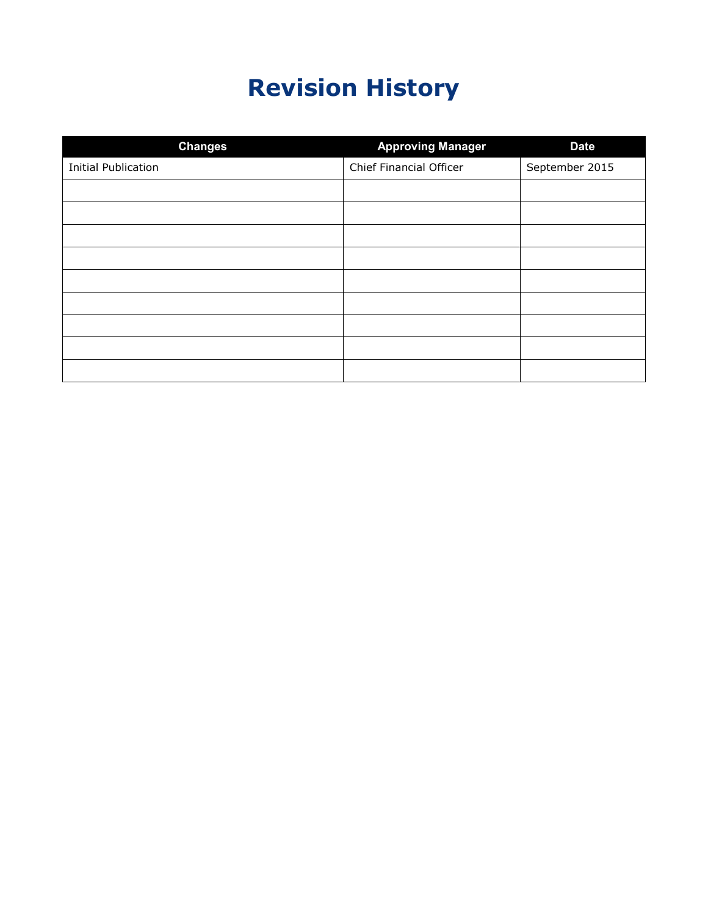# Revision History

| Changes | Approving Manager | Date |
|---|---|---|
| Initial Publication | Chief Financial Officer | September 2015 |
| | | |
| | | |
| | | |
| | | |
| | | |
| | | |
| | | |
| | | |
| | | |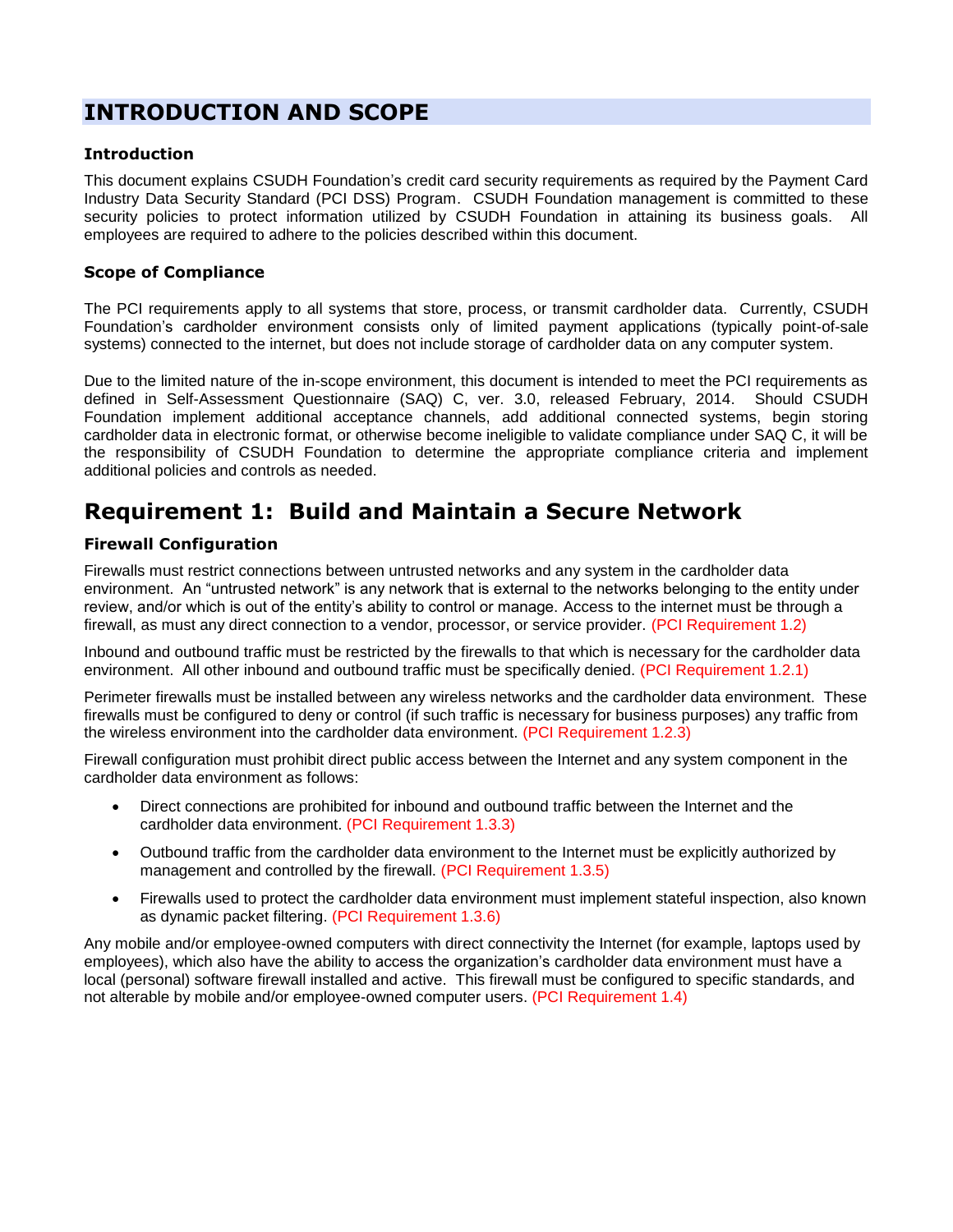# INTRODUCTION AND SCOPE

### Introduction

This document explains CSUDH Foundation's credit card security requirements as required by the Payment Card Industry Data Security Standard (PCI DSS) Program. CSUDH Foundation management is committed to these security policies to protect information utilized by CSUDH Foundation in attaining its business goals. All employees are required to adhere to the policies described within this document.

### Scope of Compliance

The PCI requirements apply to all systems that store, process, or transmit cardholder data. Currently, CSUDH Foundation's cardholder environment consists only of limited payment applications (typically point-of-sale systems) connected to the internet, but does not include storage of cardholder data on any computer system.

Due to the limited nature of the in-scope environment, this document is intended to meet the PCI requirements as defined in Self-Assessment Questionnaire (SAQ) C, ver. 3.0, released February, 2014. Should CSUDH Foundation implement additional acceptance channels, add additional connected systems, begin storing cardholder data in electronic format, or otherwise become ineligible to validate compliance under SAQ C, it will be the responsibility of CSUDH Foundation to determine the appropriate compliance criteria and implement additional policies and controls as needed.

## Requirement 1: Build and Maintain a Secure Network

### Firewall Configuration

Firewalls must restrict connections between untrusted networks and any system in the cardholder data environment. An "untrusted network" is any network that is external to the networks belonging to the entity under review, and/or which is out of the entity's ability to control or manage. Access to the internet must be through a firewall, as must any direct connection to a vendor, processor, or service provider. (PCI Requirement 1.2)

Inbound and outbound traffic must be restricted by the firewalls to that which is necessary for the cardholder data environment. All other inbound and outbound traffic must be specifically denied. (PCI Requirement 1.2.1)

Perimeter firewalls must be installed between any wireless networks and the cardholder data environment. These firewalls must be configured to deny or control (if such traffic is necessary for business purposes) any traffic from the wireless environment into the cardholder data environment. (PCI Requirement 1.2.3)

Firewall configuration must prohibit direct public access between the Internet and any system component in the cardholder data environment as follows:

- Direct connections are prohibited for inbound and outbound traffic between the Internet and the cardholder data environment. (PCI Requirement 1.3.3)
- Outbound traffic from the cardholder data environment to the Internet must be explicitly authorized by management and controlled by the firewall. (PCI Requirement 1.3.5)
- Firewalls used to protect the cardholder data environment must implement stateful inspection, also known as dynamic packet filtering. (PCI Requirement 1.3.6)

Any mobile and/or employee-owned computers with direct connectivity the Internet (for example, laptops used by employees), which also have the ability to access the organization's cardholder data environment must have a local (personal) software firewall installed and active. This firewall must be configured to specific standards, and not alterable by mobile and/or employee-owned computer users. (PCI Requirement 1.4)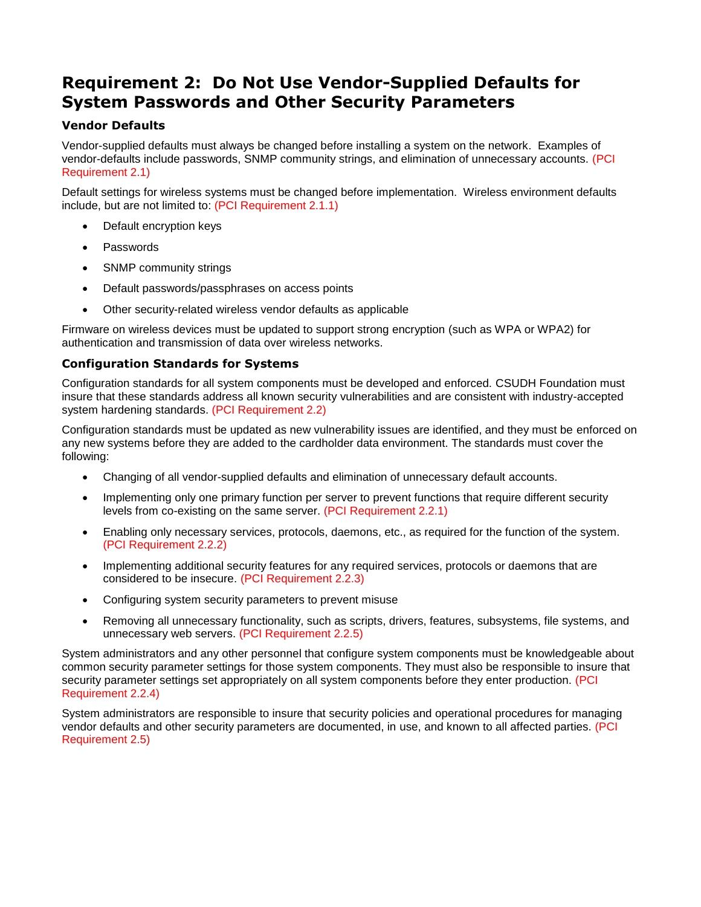# Requirement 2: Do Not Use Vendor-Supplied Defaults for System Passwords and Other Security Parameters

### Vendor Defaults

Vendor-supplied defaults must always be changed before installing a system on the network. Examples of vendor-defaults include passwords, SNMP community strings, and elimination of unnecessary accounts. (PCI Requirement 2.1)

Default settings for wireless systems must be changed before implementation. Wireless environment defaults include, but are not limited to: (PCI Requirement 2.1.1)

- Default encryption keys
- Passwords
- SNMP community strings
- Default passwords/passphrases on access points
- Other security-related wireless vendor defaults as applicable

Firmware on wireless devices must be updated to support strong encryption (such as WPA or WPA2) for authentication and transmission of data over wireless networks.

### Configuration Standards for Systems

Configuration standards for all system components must be developed and enforced. CSUDH Foundation must insure that these standards address all known security vulnerabilities and are consistent with industry-accepted system hardening standards. (PCI Requirement 2.2)

Configuration standards must be updated as new vulnerability issues are identified, and they must be enforced on any new systems before they are added to the cardholder data environment. The standards must cover the following:

- Changing of all vendor-supplied defaults and elimination of unnecessary default accounts.
- Implementing only one primary function per server to prevent functions that require different security levels from co-existing on the same server. (PCI Requirement 2.2.1)
- Enabling only necessary services, protocols, daemons, etc., as required for the function of the system. (PCI Requirement 2.2.2)
- Implementing additional security features for any required services, protocols or daemons that are considered to be insecure. (PCI Requirement 2.2.3)
- Configuring system security parameters to prevent misuse
- Removing all unnecessary functionality, such as scripts, drivers, features, subsystems, file systems, and unnecessary web servers. (PCI Requirement 2.2.5)

System administrators and any other personnel that configure system components must be knowledgeable about common security parameter settings for those system components. They must also be responsible to insure that security parameter settings set appropriately on all system components before they enter production. (PCI Requirement 2.2.4)

System administrators are responsible to insure that security policies and operational procedures for managing vendor defaults and other security parameters are documented, in use, and known to all affected parties. (PCI Requirement 2.5)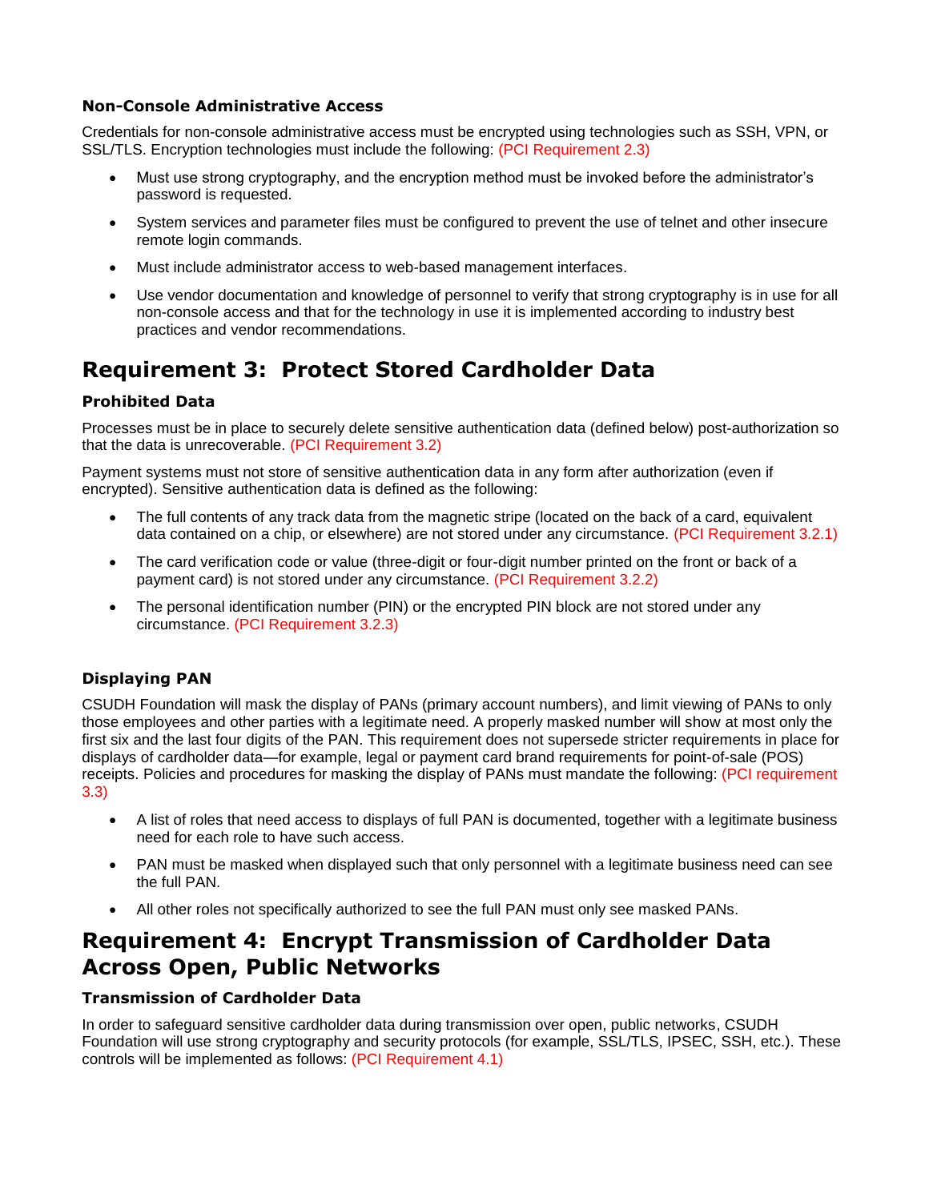### Non-Console Administrative Access

Credentials for non-console administrative access must be encrypted using technologies such as SSH, VPN, or SSL/TLS. Encryption technologies must include the following: (PCI Requirement 2.3)

- Must use strong cryptography, and the encryption method must be invoked before the administrator's password is requested.
- System services and parameter files must be configured to prevent the use of telnet and other insecure remote login commands.
- Must include administrator access to web-based management interfaces.
- Use vendor documentation and knowledge of personnel to verify that strong cryptography is in use for all non-console access and that for the technology in use it is implemented according to industry best practices and vendor recommendations.

## Requirement 3: Protect Stored Cardholder Data

### Prohibited Data

Processes must be in place to securely delete sensitive authentication data (defined below) post-authorization so that the data is unrecoverable. (PCI Requirement 3.2)

Payment systems must not store of sensitive authentication data in any form after authorization (even if encrypted). Sensitive authentication data is defined as the following:

- The full contents of any track data from the magnetic stripe (located on the back of a card, equivalent data contained on a chip, or elsewhere) are not stored under any circumstance. (PCI Requirement 3.2.1)
- The card verification code or value (three-digit or four-digit number printed on the front or back of a payment card) is not stored under any circumstance. (PCI Requirement 3.2.2)
- The personal identification number (PIN) or the encrypted PIN block are not stored under any circumstance. (PCI Requirement 3.2.3)

### Displaying PAN

CSUDH Foundation will mask the display of PANs (primary account numbers), and limit viewing of PANs to only those employees and other parties with a legitimate need. A properly masked number will show at most only the first six and the last four digits of the PAN. This requirement does not supersede stricter requirements in place for displays of cardholder data—for example, legal or payment card brand requirements for point-of-sale (POS) receipts. Policies and procedures for masking the display of PANs must mandate the following: (PCI requirement 3.3)

- A list of roles that need access to displays of full PAN is documented, together with a legitimate business need for each role to have such access.
- PAN must be masked when displayed such that only personnel with a legitimate business need can see the full PAN.
- All other roles not specifically authorized to see the full PAN must only see masked PANs.

## Requirement 4: Encrypt Transmission of Cardholder Data Across Open, Public Networks

### Transmission of Cardholder Data

In order to safeguard sensitive cardholder data during transmission over open, public networks, CSUDH Foundation will use strong cryptography and security protocols (for example, SSL/TLS, IPSEC, SSH, etc.). These controls will be implemented as follows: (PCI Requirement 4.1)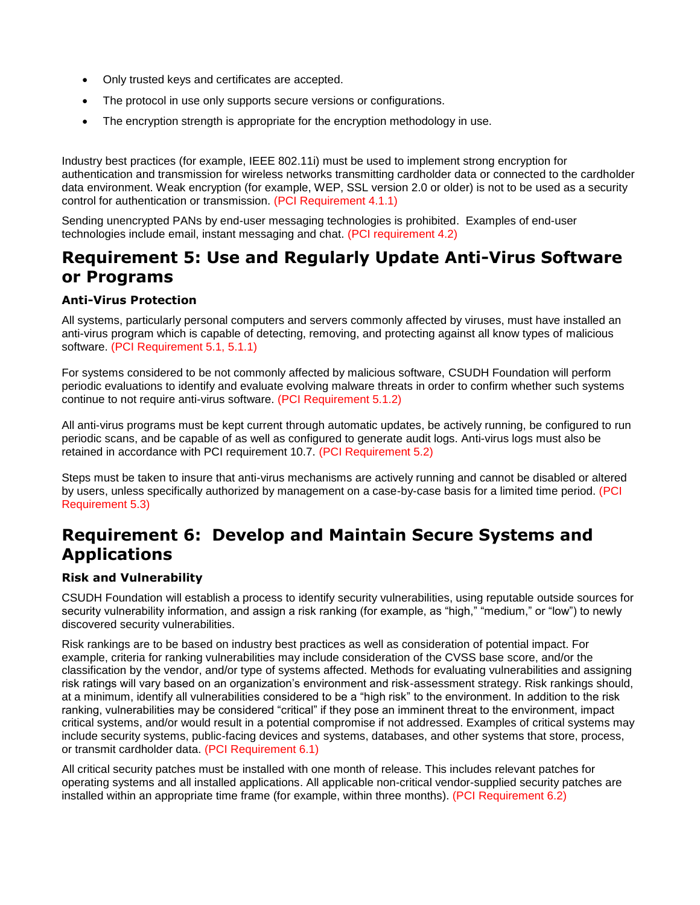- Only trusted keys and certificates are accepted.
- The protocol in use only supports secure versions or configurations.
- The encryption strength is appropriate for the encryption methodology in use.

Industry best practices (for example, IEEE 802.11i) must be used to implement strong encryption for authentication and transmission for wireless networks transmitting cardholder data or connected to the cardholder data environment. Weak encryption (for example, WEP, SSL version 2.0 or older) is not to be used as a security control for authentication or transmission. (PCI Requirement 4.1.1)

Sending unencrypted PANs by end-user messaging technologies is prohibited. Examples of end-user technologies include email, instant messaging and chat. (PCI requirement 4.2)

## Requirement 5: Use and Regularly Update Anti-Virus Software or Programs

### Anti-Virus Protection

All systems, particularly personal computers and servers commonly affected by viruses, must have installed an anti-virus program which is capable of detecting, removing, and protecting against all know types of malicious software. (PCI Requirement 5.1, 5.1.1)

For systems considered to be not commonly affected by malicious software, CSUDH Foundation will perform periodic evaluations to identify and evaluate evolving malware threats in order to confirm whether such systems continue to not require anti-virus software. (PCI Requirement 5.1.2)

All anti-virus programs must be kept current through automatic updates, be actively running, be configured to run periodic scans, and be capable of as well as configured to generate audit logs. Anti-virus logs must also be retained in accordance with PCI requirement 10.7. (PCI Requirement 5.2)

Steps must be taken to insure that anti-virus mechanisms are actively running and cannot be disabled or altered by users, unless specifically authorized by management on a case-by-case basis for a limited time period. (PCI Requirement 5.3)

## Requirement 6: Develop and Maintain Secure Systems and Applications

### Risk and Vulnerability

CSUDH Foundation will establish a process to identify security vulnerabilities, using reputable outside sources for security vulnerability information, and assign a risk ranking (for example, as "high," "medium," or "low") to newly discovered security vulnerabilities.

Risk rankings are to be based on industry best practices as well as consideration of potential impact. For example, criteria for ranking vulnerabilities may include consideration of the CVSS base score, and/or the classification by the vendor, and/or type of systems affected. Methods for evaluating vulnerabilities and assigning risk ratings will vary based on an organization's environment and risk-assessment strategy. Risk rankings should, at a minimum, identify all vulnerabilities considered to be a "high risk" to the environment. In addition to the risk ranking, vulnerabilities may be considered "critical" if they pose an imminent threat to the environment, impact critical systems, and/or would result in a potential compromise if not addressed. Examples of critical systems may include security systems, public-facing devices and systems, databases, and other systems that store, process, or transmit cardholder data. (PCI Requirement 6.1)

All critical security patches must be installed with one month of release. This includes relevant patches for operating systems and all installed applications. All applicable non-critical vendor-supplied security patches are installed within an appropriate time frame (for example, within three months). (PCI Requirement 6.2)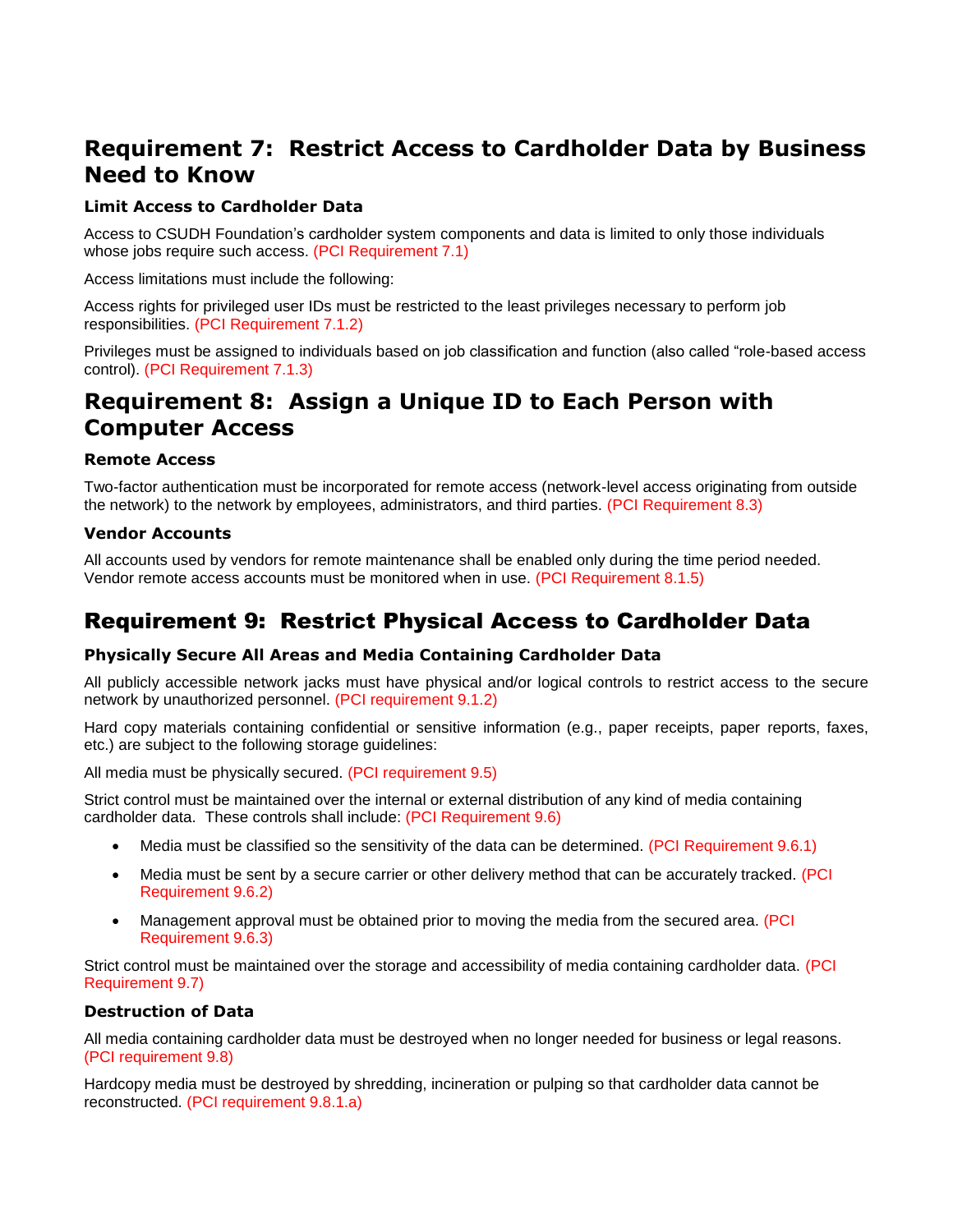# Requirement 7: Restrict Access to Cardholder Data by Business Need to Know

### Limit Access to Cardholder Data

Access to CSUDH Foundation's cardholder system components and data is limited to only those individuals whose jobs require such access. (PCI Requirement 7.1)

Access limitations must include the following:

Access rights for privileged user IDs must be restricted to the least privileges necessary to perform job responsibilities. (PCI Requirement 7.1.2)

Privileges must be assigned to individuals based on job classification and function (also called "role-based access control). (PCI Requirement 7.1.3)

# Requirement 8: Assign a Unique ID to Each Person with Computer Access

### Remote Access

Two-factor authentication must be incorporated for remote access (network-level access originating from outside the network) to the network by employees, administrators, and third parties. (PCI Requirement 8.3)

### Vendor Accounts

All accounts used by vendors for remote maintenance shall be enabled only during the time period needed. Vendor remote access accounts must be monitored when in use. (PCI Requirement 8.1.5)

# Requirement 9: Restrict Physical Access to Cardholder Data

### Physically Secure All Areas and Media Containing Cardholder Data

All publicly accessible network jacks must have physical and/or logical controls to restrict access to the secure network by unauthorized personnel. (PCI requirement 9.1.2)

Hard copy materials containing confidential or sensitive information (e.g., paper receipts, paper reports, faxes, etc.) are subject to the following storage guidelines:

All media must be physically secured. (PCI requirement 9.5)

Strict control must be maintained over the internal or external distribution of any kind of media containing cardholder data. These controls shall include: (PCI Requirement 9.6)

- Media must be classified so the sensitivity of the data can be determined. (PCI Requirement 9.6.1)
- Media must be sent by a secure carrier or other delivery method that can be accurately tracked. (PCI Requirement 9.6.2)
- Management approval must be obtained prior to moving the media from the secured area. (PCI Requirement 9.6.3)

Strict control must be maintained over the storage and accessibility of media containing cardholder data. (PCI Requirement 9.7)

### Destruction of Data

All media containing cardholder data must be destroyed when no longer needed for business or legal reasons. (PCI requirement 9.8)

Hardcopy media must be destroyed by shredding, incineration or pulping so that cardholder data cannot be reconstructed. (PCI requirement 9.8.1.a)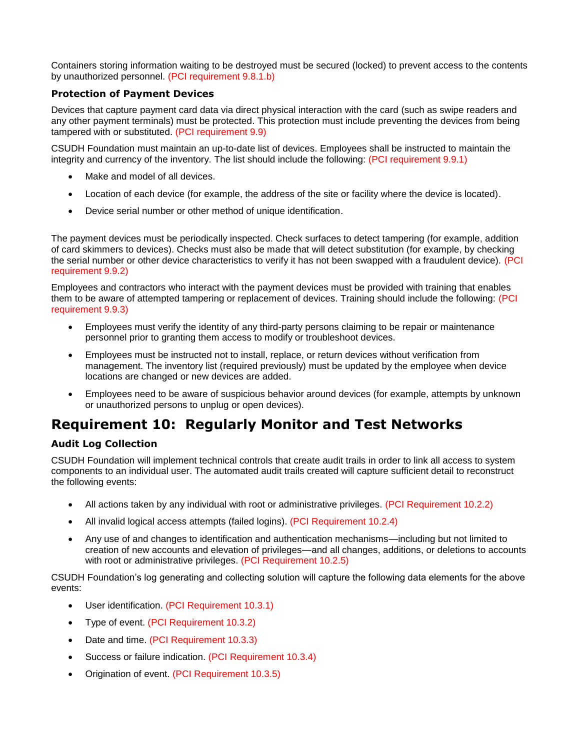Containers storing information waiting to be destroyed must be secured (locked) to prevent access to the contents by unauthorized personnel. (PCI requirement 9.8.1.b)

### Protection of Payment Devices

Devices that capture payment card data via direct physical interaction with the card (such as swipe readers and any other payment terminals) must be protected. This protection must include preventing the devices from being tampered with or substituted. (PCI requirement 9.9)

CSUDH Foundation must maintain an up-to-date list of devices. Employees shall be instructed to maintain the integrity and currency of the inventory. The list should include the following: (PCI requirement 9.9.1)

- Make and model of all devices.
- Location of each device (for example, the address of the site or facility where the device is located).
- Device serial number or other method of unique identification.

The payment devices must be periodically inspected. Check surfaces to detect tampering (for example, addition of card skimmers to devices). Checks must also be made that will detect substitution (for example, by checking the serial number or other device characteristics to verify it has not been swapped with a fraudulent device). (PCI requirement 9.9.2)

Employees and contractors who interact with the payment devices must be provided with training that enables them to be aware of attempted tampering or replacement of devices. Training should include the following: (PCI requirement 9.9.3)

- Employees must verify the identity of any third-party persons claiming to be repair or maintenance personnel prior to granting them access to modify or troubleshoot devices.
- Employees must be instructed not to install, replace, or return devices without verification from management. The inventory list (required previously) must be updated by the employee when device locations are changed or new devices are added.
- Employees need to be aware of suspicious behavior around devices (for example, attempts by unknown or unauthorized persons to unplug or open devices).

## Requirement 10: Regularly Monitor and Test Networks

### Audit Log Collection

CSUDH Foundation will implement technical controls that create audit trails in order to link all access to system components to an individual user. The automated audit trails created will capture sufficient detail to reconstruct the following events:

- All actions taken by any individual with root or administrative privileges. (PCI Requirement 10.2.2)
- All invalid logical access attempts (failed logins). (PCI Requirement 10.2.4)
- Any use of and changes to identification and authentication mechanisms—including but not limited to creation of new accounts and elevation of privileges—and all changes, additions, or deletions to accounts with root or administrative privileges. (PCI Requirement 10.2.5)

CSUDH Foundation's log generating and collecting solution will capture the following data elements for the above events:

- User identification. (PCI Requirement 10.3.1)
- Type of event. (PCI Requirement 10.3.2)
- Date and time. (PCI Requirement 10.3.3)
- Success or failure indication. (PCI Requirement 10.3.4)
- Origination of event. (PCI Requirement 10.3.5)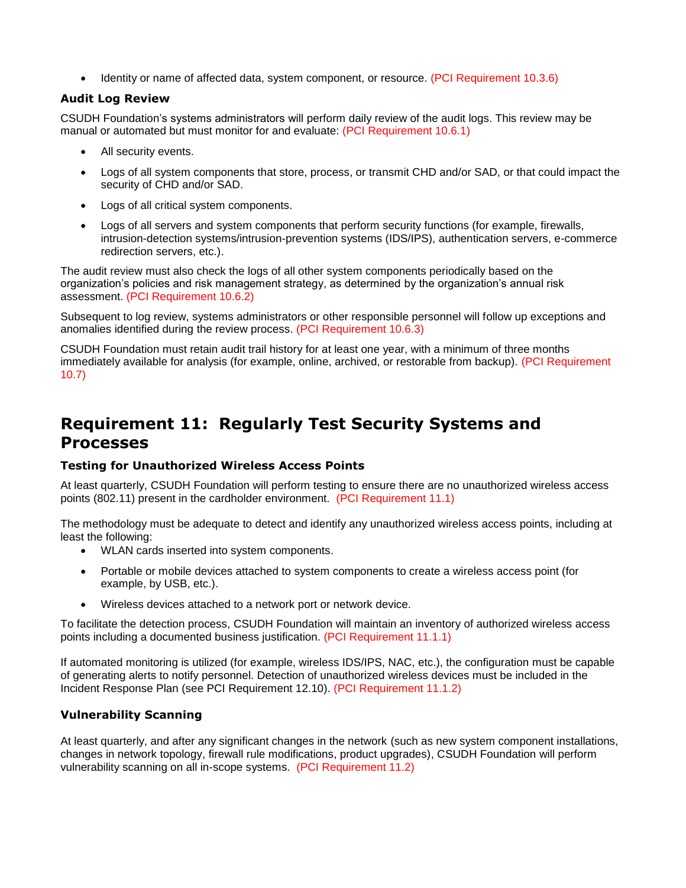- Identity or name of affected data, system component, or resource. (PCI Requirement 10.3.6)

### Audit Log Review

CSUDH Foundation's systems administrators will perform daily review of the audit logs. This review may be manual or automated but must monitor for and evaluate: (PCI Requirement 10.6.1)

- All security events.
- Logs of all system components that store, process, or transmit CHD and/or SAD, or that could impact the security of CHD and/or SAD.
- Logs of all critical system components.
- Logs of all servers and system components that perform security functions (for example, firewalls, intrusion-detection systems/intrusion-prevention systems (IDS/IPS), authentication servers, e-commerce redirection servers, etc.).

The audit review must also check the logs of all other system components periodically based on the organization's policies and risk management strategy, as determined by the organization's annual risk assessment. (PCI Requirement 10.6.2)

Subsequent to log review, systems administrators or other responsible personnel will follow up exceptions and anomalies identified during the review process. (PCI Requirement 10.6.3)

CSUDH Foundation must retain audit trail history for at least one year, with a minimum of three months immediately available for analysis (for example, online, archived, or restorable from backup). (PCI Requirement 10.7)

## Requirement 11: Regularly Test Security Systems and Processes

### Testing for Unauthorized Wireless Access Points

At least quarterly, CSUDH Foundation will perform testing to ensure there are no unauthorized wireless access points (802.11) present in the cardholder environment. (PCI Requirement 11.1)

The methodology must be adequate to detect and identify any unauthorized wireless access points, including at least the following:

- WLAN cards inserted into system components.
- Portable or mobile devices attached to system components to create a wireless access point (for example, by USB, etc.).
- Wireless devices attached to a network port or network device.

To facilitate the detection process, CSUDH Foundation will maintain an inventory of authorized wireless access points including a documented business justification. (PCI Requirement 11.1.1)

If automated monitoring is utilized (for example, wireless IDS/IPS, NAC, etc.), the configuration must be capable of generating alerts to notify personnel. Detection of unauthorized wireless devices must be included in the Incident Response Plan (see PCI Requirement 12.10). (PCI Requirement 11.1.2)

### Vulnerability Scanning

At least quarterly, and after any significant changes in the network (such as new system component installations, changes in network topology, firewall rule modifications, product upgrades), CSUDH Foundation will perform vulnerability scanning on all in-scope systems. (PCI Requirement 11.2)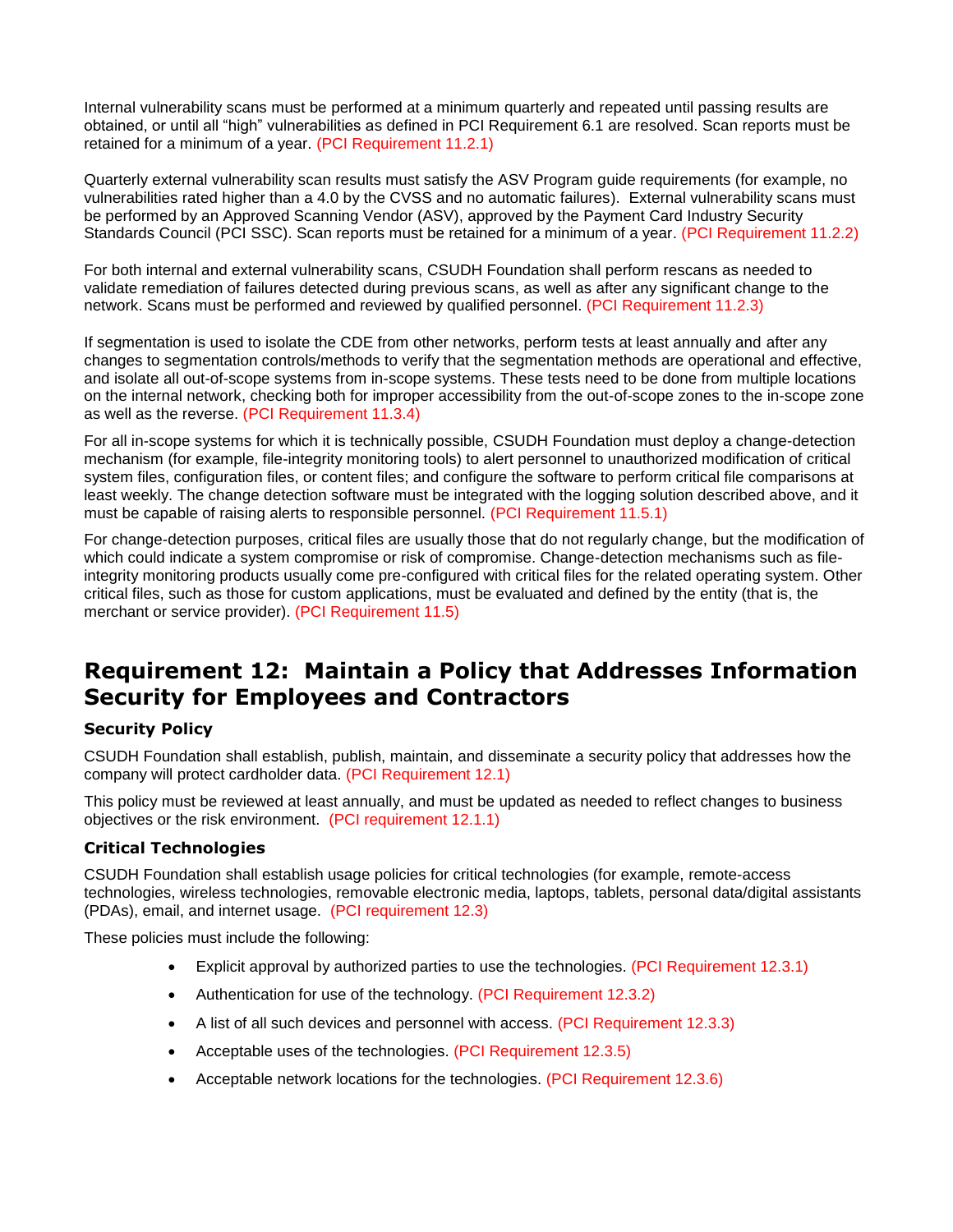Internal vulnerability scans must be performed at a minimum quarterly and repeated until passing results are obtained, or until all "high" vulnerabilities as defined in PCI Requirement 6.1 are resolved. Scan reports must be retained for a minimum of a year. (PCI Requirement 11.2.1)

Quarterly external vulnerability scan results must satisfy the ASV Program guide requirements (for example, no vulnerabilities rated higher than a 4.0 by the CVSS and no automatic failures). External vulnerability scans must be performed by an Approved Scanning Vendor (ASV), approved by the Payment Card Industry Security Standards Council (PCI SSC). Scan reports must be retained for a minimum of a year. (PCI Requirement 11.2.2)

For both internal and external vulnerability scans, CSUDH Foundation shall perform rescans as needed to validate remediation of failures detected during previous scans, as well as after any significant change to the network. Scans must be performed and reviewed by qualified personnel. (PCI Requirement 11.2.3)

If segmentation is used to isolate the CDE from other networks, perform tests at least annually and after any changes to segmentation controls/methods to verify that the segmentation methods are operational and effective, and isolate all out-of-scope systems from in-scope systems. These tests need to be done from multiple locations on the internal network, checking both for improper accessibility from the out-of-scope zones to the in-scope zone as well as the reverse. (PCI Requirement 11.3.4)

For all in-scope systems for which it is technically possible, CSUDH Foundation must deploy a change-detection mechanism (for example, file-integrity monitoring tools) to alert personnel to unauthorized modification of critical system files, configuration files, or content files; and configure the software to perform critical file comparisons at least weekly. The change detection software must be integrated with the logging solution described above, and it must be capable of raising alerts to responsible personnel. (PCI Requirement 11.5.1)

For change-detection purposes, critical files are usually those that do not regularly change, but the modification of which could indicate a system compromise or risk of compromise. Change-detection mechanisms such as file-integrity monitoring products usually come pre-configured with critical files for the related operating system. Other critical files, such as those for custom applications, must be evaluated and defined by the entity (that is, the merchant or service provider). (PCI Requirement 11.5)

## Requirement 12: Maintain a Policy that Addresses Information Security for Employees and Contractors

### Security Policy

CSUDH Foundation shall establish, publish, maintain, and disseminate a security policy that addresses how the company will protect cardholder data. (PCI Requirement 12.1)

This policy must be reviewed at least annually, and must be updated as needed to reflect changes to business objectives or the risk environment. (PCI requirement 12.1.1)

### Critical Technologies

CSUDH Foundation shall establish usage policies for critical technologies (for example, remote-access technologies, wireless technologies, removable electronic media, laptops, tablets, personal data/digital assistants (PDAs), email, and internet usage. (PCI requirement 12.3)

These policies must include the following:

- Explicit approval by authorized parties to use the technologies. (PCI Requirement 12.3.1)
- Authentication for use of the technology. (PCI Requirement 12.3.2)
- A list of all such devices and personnel with access. (PCI Requirement 12.3.3)
- Acceptable uses of the technologies. (PCI Requirement 12.3.5)
- Acceptable network locations for the technologies. (PCI Requirement 12.3.6)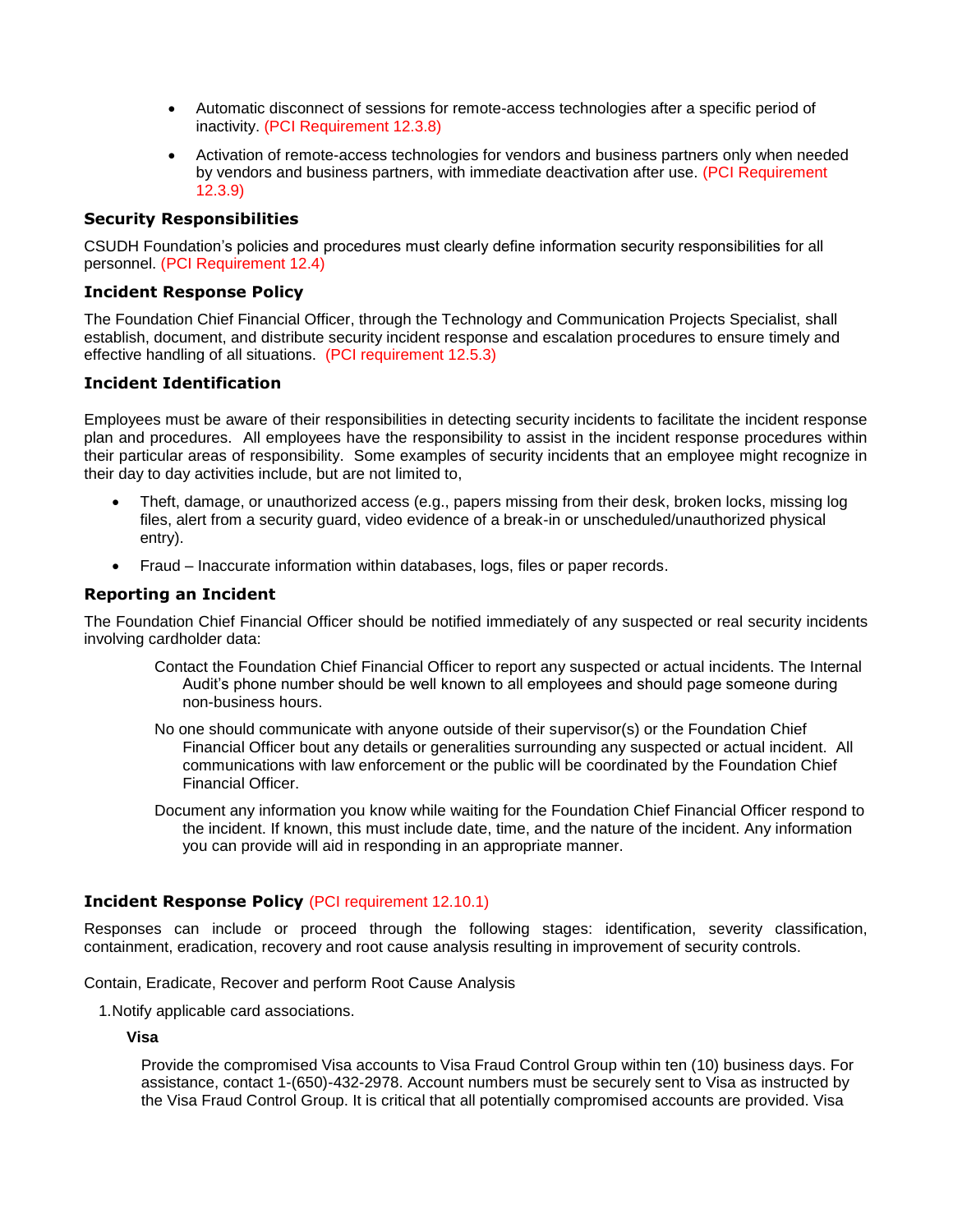- Automatic disconnect of sessions for remote-access technologies after a specific period of inactivity. (PCI Requirement 12.3.8)
- Activation of remote-access technologies for vendors and business partners only when needed by vendors and business partners, with immediate deactivation after use. (PCI Requirement 12.3.9)

### Security Responsibilities

CSUDH Foundation's policies and procedures must clearly define information security responsibilities for all personnel. (PCI Requirement 12.4)

### Incident Response Policy

The Foundation Chief Financial Officer, through the Technology and Communication Projects Specialist, shall establish, document, and distribute security incident response and escalation procedures to ensure timely and effective handling of all situations. (PCI requirement 12.5.3)

### Incident Identification

Employees must be aware of their responsibilities in detecting security incidents to facilitate the incident response plan and procedures. All employees have the responsibility to assist in the incident response procedures within their particular areas of responsibility. Some examples of security incidents that an employee might recognize in their day to day activities include, but are not limited to,

- Theft, damage, or unauthorized access (e.g., papers missing from their desk, broken locks, missing log files, alert from a security guard, video evidence of a break-in or unscheduled/unauthorized physical entry).
- Fraud – Inaccurate information within databases, logs, files or paper records.

### Reporting an Incident

The Foundation Chief Financial Officer should be notified immediately of any suspected or real security incidents involving cardholder data:

Contact the Foundation Chief Financial Officer to report any suspected or actual incidents. The Internal Audit's phone number should be well known to all employees and should page someone during non-business hours.

No one should communicate with anyone outside of their supervisor(s) or the Foundation Chief Financial Officer bout any details or generalities surrounding any suspected or actual incident. All communications with law enforcement or the public will be coordinated by the Foundation Chief Financial Officer.

Document any information you know while waiting for the Foundation Chief Financial Officer respond to the incident. If known, this must include date, time, and the nature of the incident. Any information you can provide will aid in responding in an appropriate manner.

### Incident Response Policy (PCI requirement 12.10.1)

Responses can include or proceed through the following stages: identification, severity classification, containment, eradication, recovery and root cause analysis resulting in improvement of security controls.

Contain, Eradicate, Recover and perform Root Cause Analysis

1. Notify applicable card associations.

**Visa**

Provide the compromised Visa accounts to Visa Fraud Control Group within ten (10) business days. For assistance, contact 1-(650)-432-2978. Account numbers must be securely sent to Visa as instructed by the Visa Fraud Control Group. It is critical that all potentially compromised accounts are provided. Visa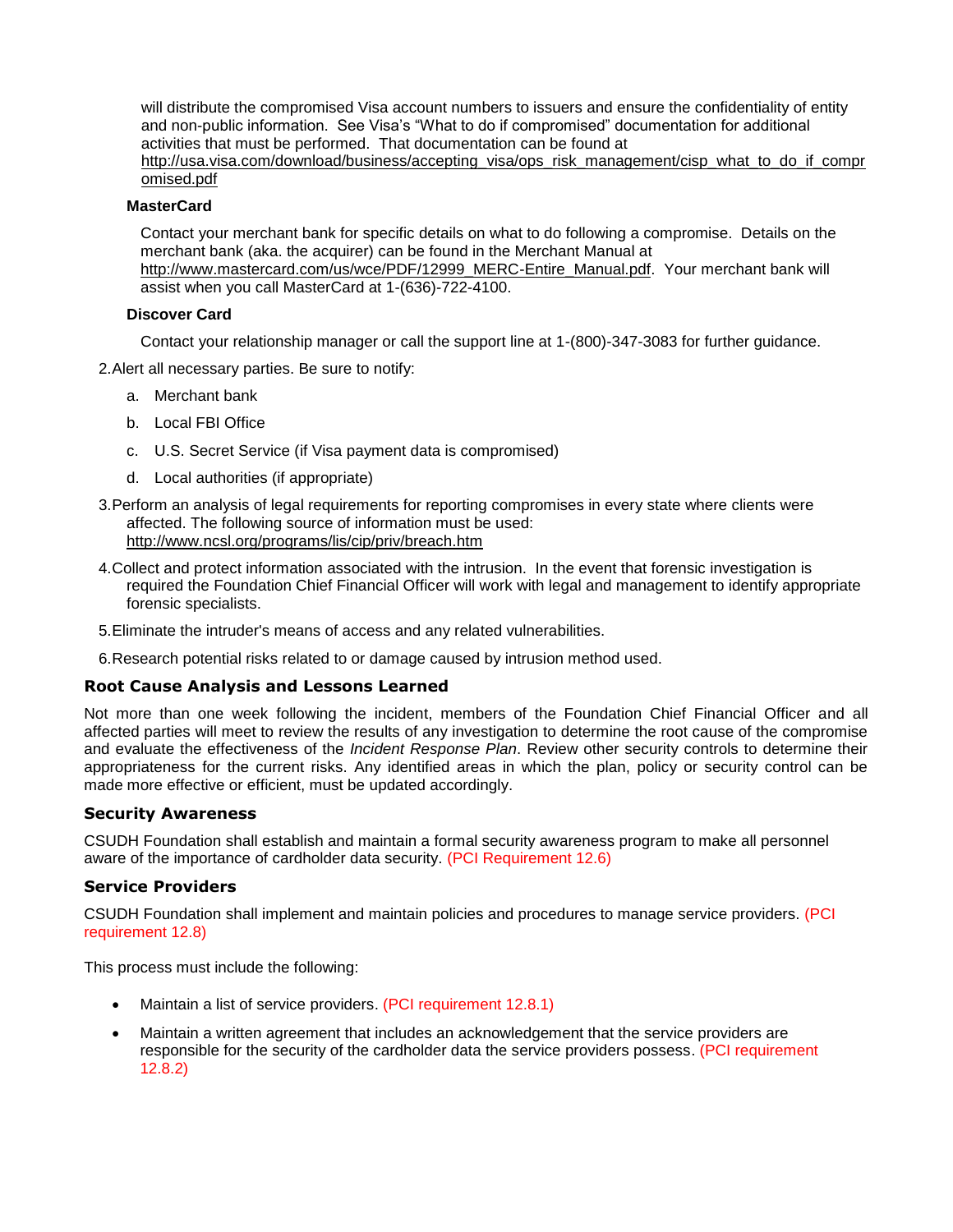will distribute the compromised Visa account numbers to issuers and ensure the confidentiality of entity and non-public information. See Visa's "What to do if compromised" documentation for additional activities that must be performed. That documentation can be found at http://usa.visa.com/download/business/accepting_visa/ops_risk_management/cisp_what_to_do_if_compromised.pdf

**MasterCard**

Contact your merchant bank for specific details on what to do following a compromise. Details on the merchant bank (aka. the acquirer) can be found in the Merchant Manual at http://www.mastercard.com/us/wce/PDF/12999_MERC-Entire_Manual.pdf. Your merchant bank will assist when you call MasterCard at 1-(636)-722-4100.

**Discover Card**

Contact your relationship manager or call the support line at 1-(800)-347-3083 for further guidance.

2. Alert all necessary parties. Be sure to notify:

   a. Merchant bank

   b. Local FBI Office

   c. U.S. Secret Service (if Visa payment data is compromised)

   d. Local authorities (if appropriate)

3. Perform an analysis of legal requirements for reporting compromises in every state where clients were affected. The following source of information must be used: http://www.ncsl.org/programs/lis/cip/priv/breach.htm

4. Collect and protect information associated with the intrusion. In the event that forensic investigation is required the Foundation Chief Financial Officer will work with legal and management to identify appropriate forensic specialists.

5. Eliminate the intruder's means of access and any related vulnerabilities.

6. Research potential risks related to or damage caused by intrusion method used.

### Root Cause Analysis and Lessons Learned

Not more than one week following the incident, members of the Foundation Chief Financial Officer and all affected parties will meet to review the results of any investigation to determine the root cause of the compromise and evaluate the effectiveness of the *Incident Response Plan*. Review other security controls to determine their appropriateness for the current risks. Any identified areas in which the plan, policy or security control can be made more effective or efficient, must be updated accordingly.

### Security Awareness

CSUDH Foundation shall establish and maintain a formal security awareness program to make all personnel aware of the importance of cardholder data security. (PCI Requirement 12.6)

### Service Providers

CSUDH Foundation shall implement and maintain policies and procedures to manage service providers. (PCI requirement 12.8)

This process must include the following:

- Maintain a list of service providers. (PCI requirement 12.8.1)
- Maintain a written agreement that includes an acknowledgement that the service providers are responsible for the security of the cardholder data the service providers possess. (PCI requirement 12.8.2)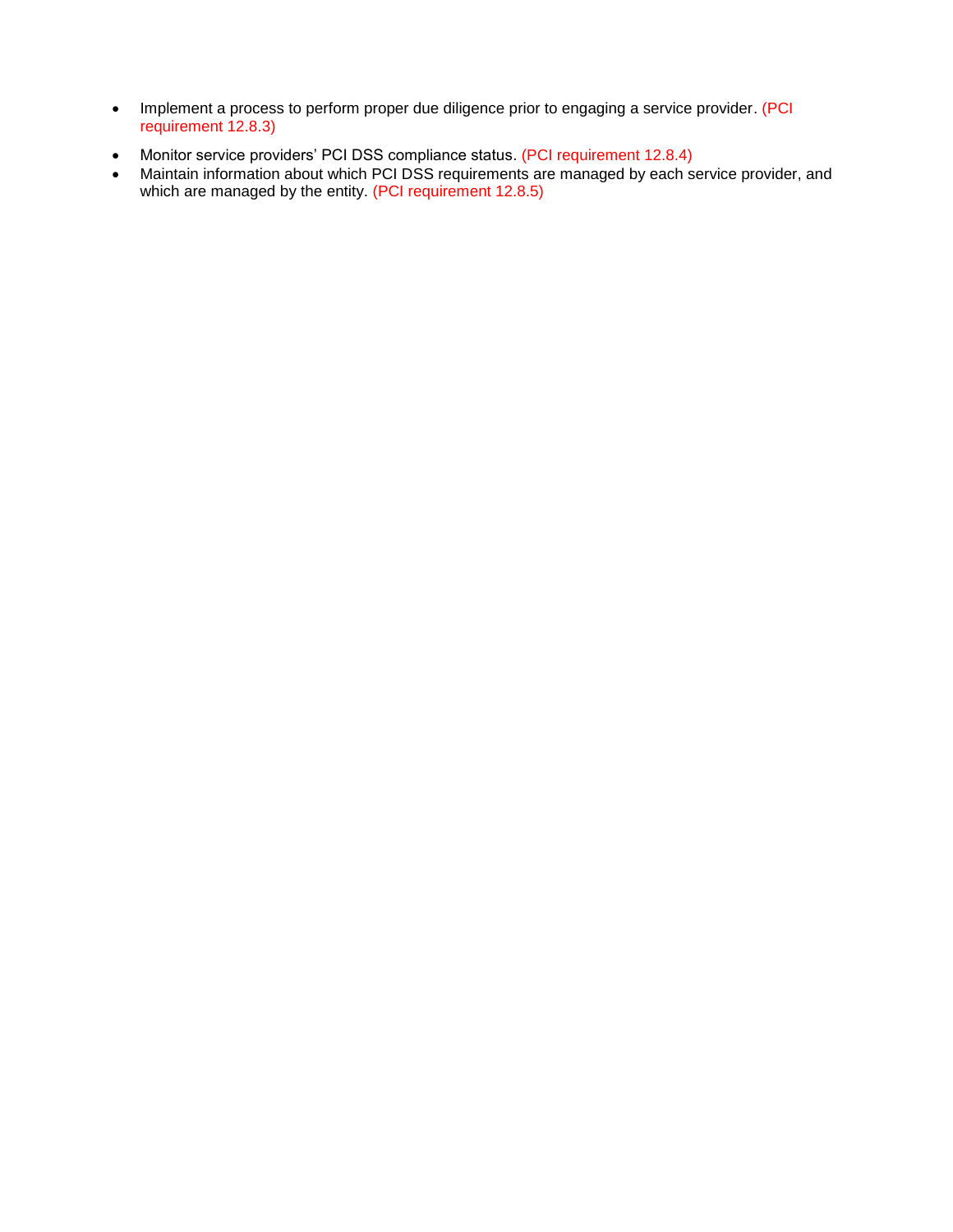- Implement a process to perform proper due diligence prior to engaging a service provider. (PCI requirement 12.8.3)
- Monitor service providers' PCI DSS compliance status. (PCI requirement 12.8.4)
- Maintain information about which PCI DSS requirements are managed by each service provider, and which are managed by the entity. (PCI requirement 12.8.5)